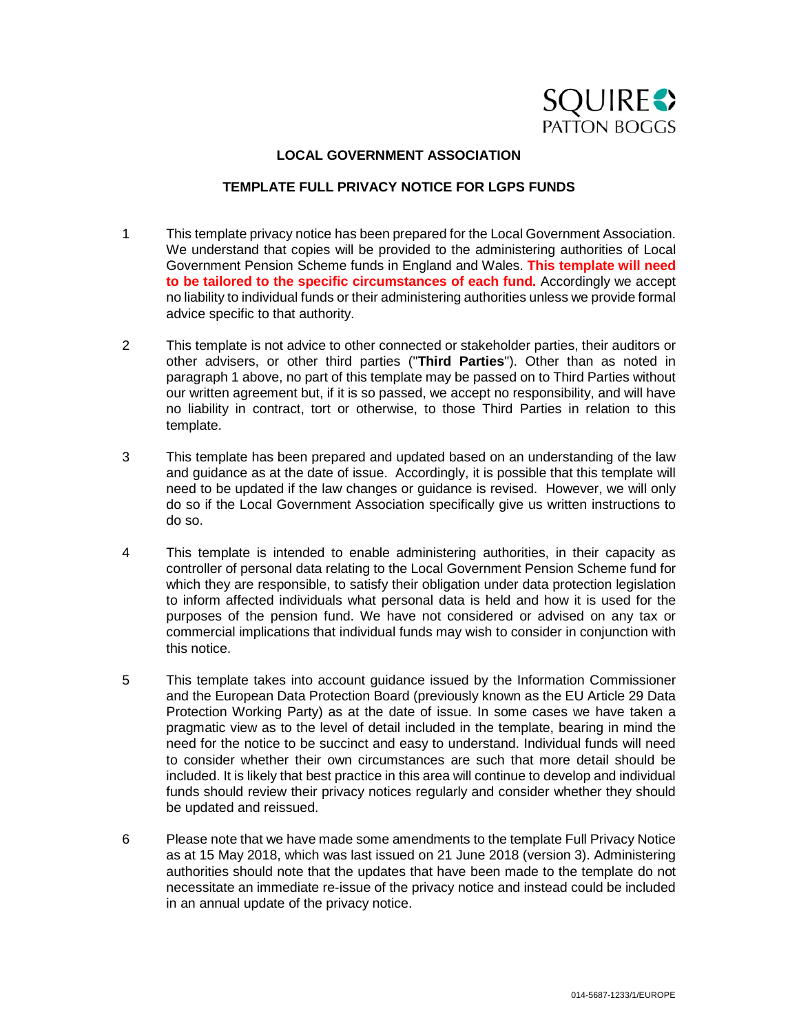SQUIRE PATTON BOGGS

**LOCAL GOVERNMENT ASSOCIATION**

**TEMPLATE FULL PRIVACY NOTICE FOR LGPS FUNDS**

1 This template privacy notice has been prepared for the Local Government Association. We understand that copies will be provided to the administering authorities of Local Government Pension Scheme funds in England and Wales. **This template will need to be tailored to the specific circumstances of each fund.** Accordingly we accept no liability to individual funds or their administering authorities unless we provide formal advice specific to that authority.

2 This template is not advice to other connected or stakeholder parties, their auditors or other advisers, or other third parties ("**Third Parties**"). Other than as noted in paragraph 1 above, no part of this template may be passed on to Third Parties without our written agreement but, if it is so passed, we accept no responsibility, and will have no liability in contract, tort or otherwise, to those Third Parties in relation to this template.

3 This template has been prepared and updated based on an understanding of the law and guidance as at the date of issue. Accordingly, it is possible that this template will need to be updated if the law changes or guidance is revised. However, we will only do so if the Local Government Association specifically give us written instructions to do so.

4 This template is intended to enable administering authorities, in their capacity as controller of personal data relating to the Local Government Pension Scheme fund for which they are responsible, to satisfy their obligation under data protection legislation to inform affected individuals what personal data is held and how it is used for the purposes of the pension fund. We have not considered or advised on any tax or commercial implications that individual funds may wish to consider in conjunction with this notice.

5 This template takes into account guidance issued by the Information Commissioner and the European Data Protection Board (previously known as the EU Article 29 Data Protection Working Party) as at the date of issue. In some cases we have taken a pragmatic view as to the level of detail included in the template, bearing in mind the need for the notice to be succinct and easy to understand. Individual funds will need to consider whether their own circumstances are such that more detail should be included. It is likely that best practice in this area will continue to develop and individual funds should review their privacy notices regularly and consider whether they should be updated and reissued.

6 Please note that we have made some amendments to the template Full Privacy Notice as at 15 May 2018, which was last issued on 21 June 2018 (version 3). Administering authorities should note that the updates that have been made to the template do not necessitate an immediate re-issue of the privacy notice and instead could be included in an annual update of the privacy notice.

014-5687-1233/1/EUROPE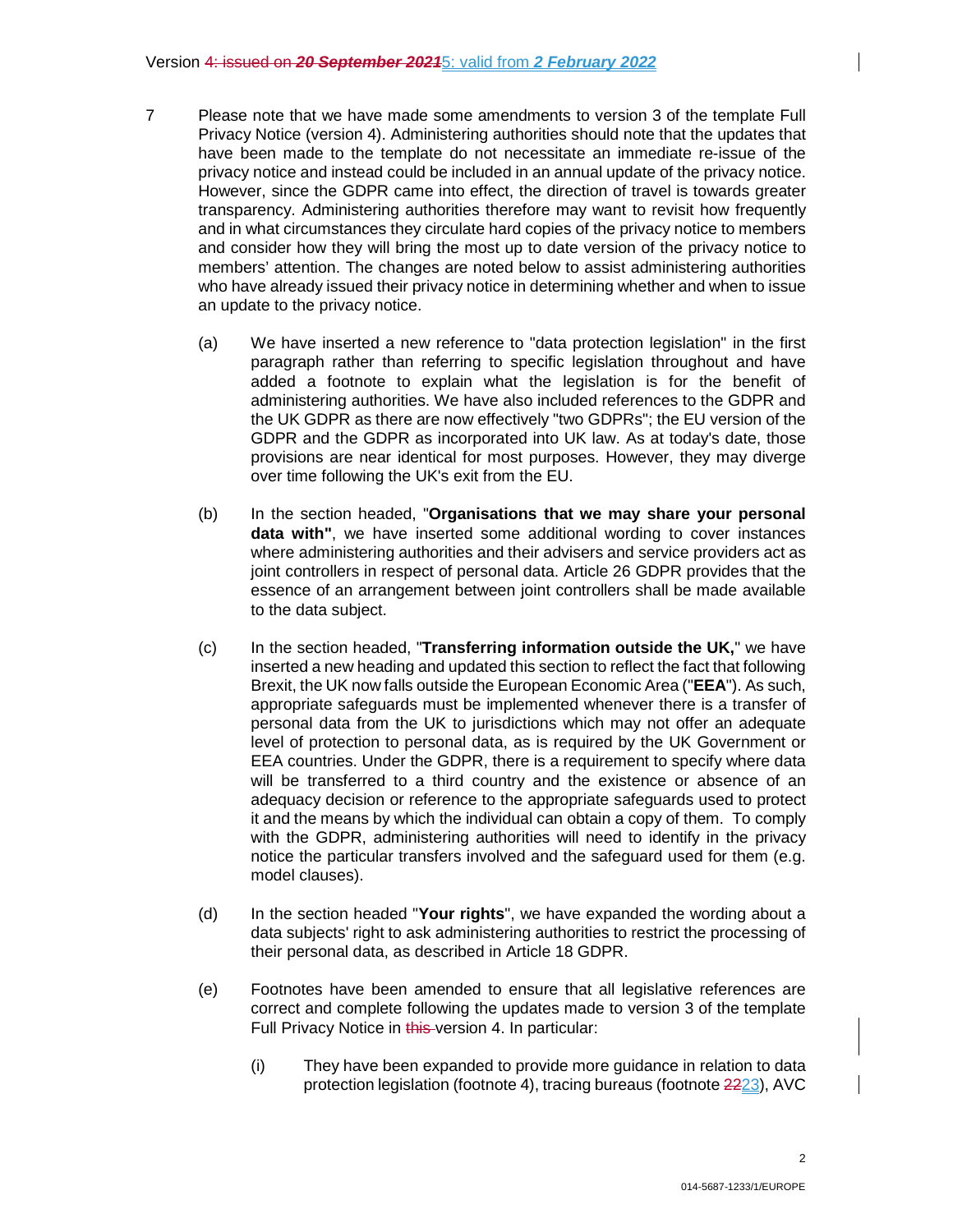7 Please note that we have made some amendments to version 3 of the template Full Privacy Notice (version 4). Administering authorities should note that the updates that have been made to the template do not necessitate an immediate re-issue of the privacy notice and instead could be included in an annual update of the privacy notice. However, since the GDPR came into effect, the direction of travel is towards greater transparency. Administering authorities therefore may want to revisit how frequently and in what circumstances they circulate hard copies of the privacy notice to members and consider how they will bring the most up to date version of the privacy notice to members' attention. The changes are noted below to assist administering authorities who have already issued their privacy notice in determining whether and when to issue an update to the privacy notice.

(a) We have inserted a new reference to "data protection legislation" in the first paragraph rather than referring to specific legislation throughout and have added a footnote to explain what the legislation is for the benefit of administering authorities. We have also included references to the GDPR and the UK GDPR as there are now effectively "two GDPRs"; the EU version of the GDPR and the GDPR as incorporated into UK law. As at today's date, those provisions are near identical for most purposes. However, they may diverge over time following the UK's exit from the EU.

(b) In the section headed, "**Organisations that we may share your personal data with"**, we have inserted some additional wording to cover instances where administering authorities and their advisers and service providers act as joint controllers in respect of personal data. Article 26 GDPR provides that the essence of an arrangement between joint controllers shall be made available to the data subject.

(c) In the section headed, "**Transferring information outside the UK,**" we have inserted a new heading and updated this section to reflect the fact that following Brexit, the UK now falls outside the European Economic Area ("**EEA**"). As such, appropriate safeguards must be implemented whenever there is a transfer of personal data from the UK to jurisdictions which may not offer an adequate level of protection to personal data, as is required by the UK Government or EEA countries. Under the GDPR, there is a requirement to specify where data will be transferred to a third country and the existence or absence of an adequacy decision or reference to the appropriate safeguards used to protect it and the means by which the individual can obtain a copy of them. To comply with the GDPR, administering authorities will need to identify in the privacy notice the particular transfers involved and the safeguard used for them (e.g. model clauses).

(d) In the section headed "**Your rights**", we have expanded the wording about a data subjects' right to ask administering authorities to restrict the processing of their personal data, as described in Article 18 GDPR.

(e) Footnotes have been amended to ensure that all legislative references are correct and complete following the updates made to version 3 of the template Full Privacy Notice in ~~this~~ version 4. In particular:

(i) They have been expanded to provide more guidance in relation to data protection legislation (footnote 4), tracing bureaus (footnote ~~22~~23), AVC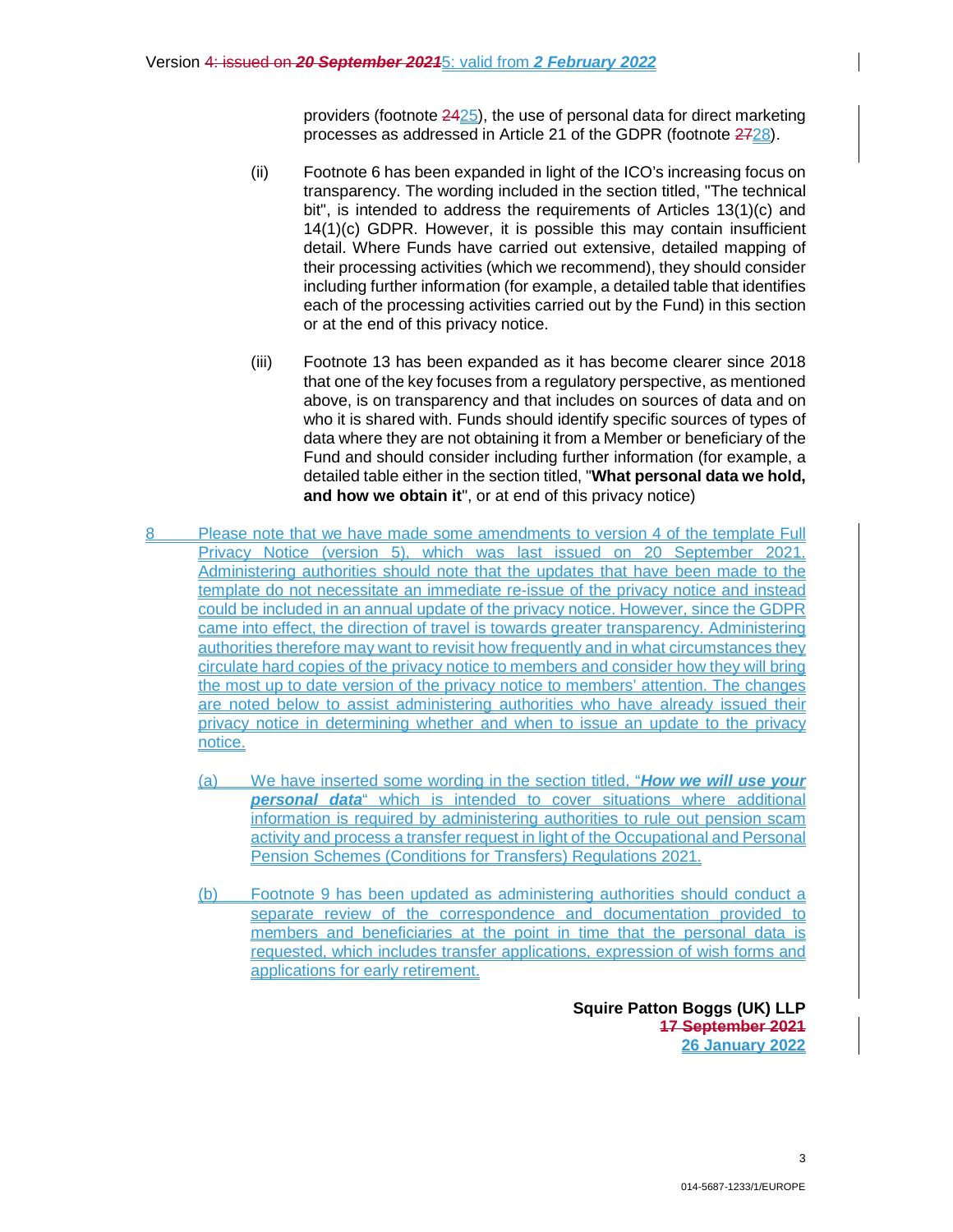providers (footnote ~~24~~25), the use of personal data for direct marketing processes as addressed in Article 21 of the GDPR (footnote ~~27~~28).

(ii) Footnote 6 has been expanded in light of the ICO's increasing focus on transparency. The wording included in the section titled, "The technical bit", is intended to address the requirements of Articles 13(1)(c) and 14(1)(c) GDPR. However, it is possible this may contain insufficient detail. Where Funds have carried out extensive, detailed mapping of their processing activities (which we recommend), they should consider including further information (for example, a detailed table that identifies each of the processing activities carried out by the Fund) in this section or at the end of this privacy notice.

(iii) Footnote 13 has been expanded as it has become clearer since 2018 that one of the key focuses from a regulatory perspective, as mentioned above, is on transparency and that includes on sources of data and on who it is shared with. Funds should identify specific sources of types of data where they are not obtaining it from a Member or beneficiary of the Fund and should consider including further information (for example, a detailed table either in the section titled, "**What personal data we hold, and how we obtain it**", or at end of this privacy notice)

8 Please note that we have made some amendments to version 4 of the template Full Privacy Notice (version 5), which was last issued on 20 September 2021. Administering authorities should note that the updates that have been made to the template do not necessitate an immediate re-issue of the privacy notice and instead could be included in an annual update of the privacy notice. However, since the GDPR came into effect, the direction of travel is towards greater transparency. Administering authorities therefore may want to revisit how frequently and in what circumstances they circulate hard copies of the privacy notice to members and consider how they will bring the most up to date version of the privacy notice to members' attention. The changes are noted below to assist administering authorities who have already issued their privacy notice in determining whether and when to issue an update to the privacy notice.

(a) We have inserted some wording in the section titled, "***How we will use your personal data***" which is intended to cover situations where additional information is required by administering authorities to rule out pension scam activity and process a transfer request in light of the Occupational and Personal Pension Schemes (Conditions for Transfers) Regulations 2021.

(b) Footnote 9 has been updated as administering authorities should conduct a separate review of the correspondence and documentation provided to members and beneficiaries at the point in time that the personal data is requested, which includes transfer applications, expression of wish forms and applications for early retirement.

**Squire Patton Boggs (UK) LLP**
~~**17 September 2021**~~
**26 January 2022**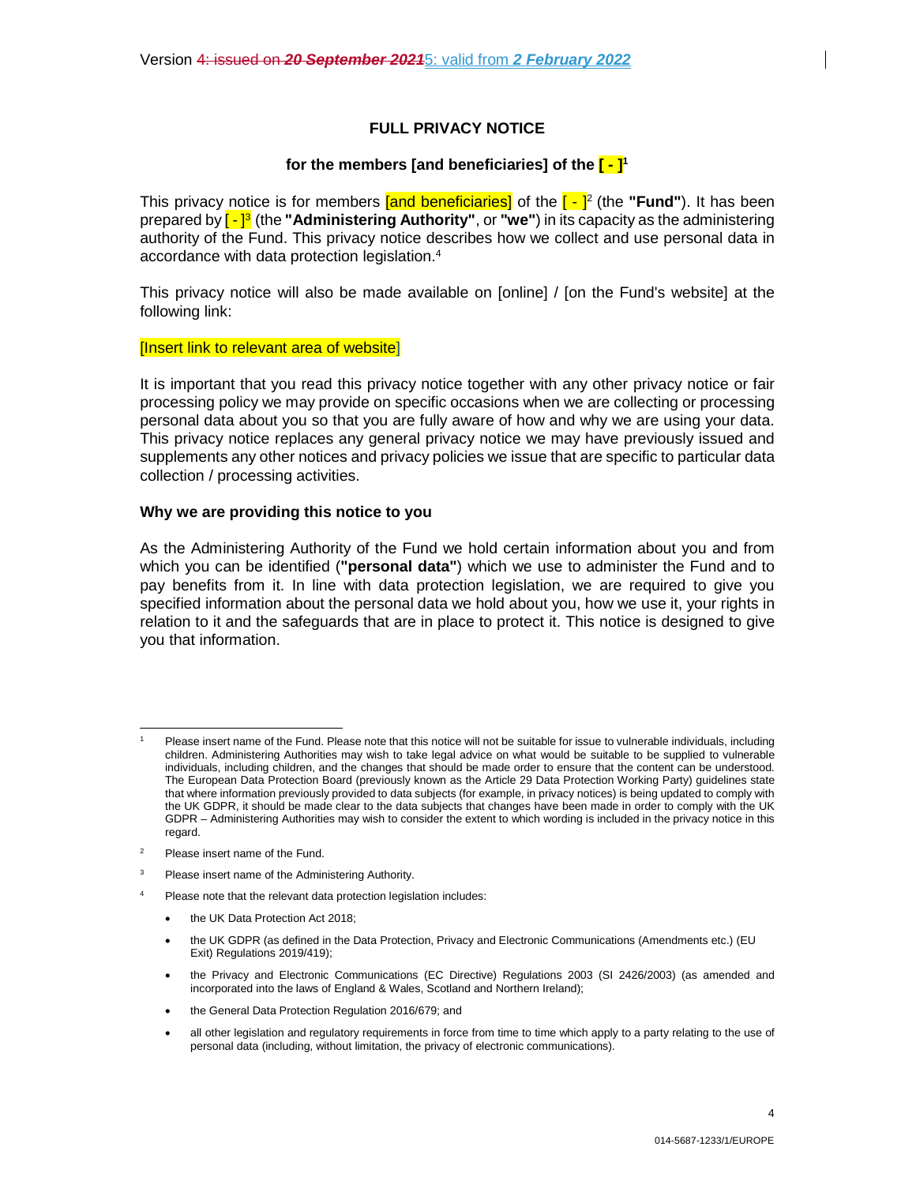Version ~~4: issued on ***20 September 2021***~~5: valid from ***2 February 2022***

**FULL PRIVACY NOTICE**

**for the members [and beneficiaries] of the [ - ][1]**

This privacy notice is for members [and beneficiaries] of the [ - ][2] (the **"Fund"**). It has been prepared by [ - ][3] (the **"Administering Authority"**, or **"we"**) in its capacity as the administering authority of the Fund. This privacy notice describes how we collect and use personal data in accordance with data protection legislation.[4]

This privacy notice will also be made available on [online] / [on the Fund's website] at the following link:

[Insert link to relevant area of website]

It is important that you read this privacy notice together with any other privacy notice or fair processing policy we may provide on specific occasions when we are collecting or processing personal data about you so that you are fully aware of how and why we are using your data. This privacy notice replaces any general privacy notice we may have previously issued and supplements any other notices and privacy policies we issue that are specific to particular data collection / processing activities.

**Why we are providing this notice to you**

As the Administering Authority of the Fund we hold certain information about you and from which you can be identified (**"personal data"**) which we use to administer the Fund and to pay benefits from it. In line with data protection legislation, we are required to give you specified information about the personal data we hold about you, how we use it, your rights in relation to it and the safeguards that are in place to protect it. This notice is designed to give you that information.

---

[1] Please insert name of the Fund. Please note that this notice will not be suitable for issue to vulnerable individuals, including children. Administering Authorities may wish to take legal advice on what would be suitable to be supplied to vulnerable individuals, including children, and the changes that should be made order to ensure that the content can be understood. The European Data Protection Board (previously known as the Article 29 Data Protection Working Party) guidelines state that where information previously provided to data subjects (for example, in privacy notices) is being updated to comply with the UK GDPR, it should be made clear to the data subjects that changes have been made in order to comply with the UK GDPR – Administering Authorities may wish to consider the extent to which wording is included in the privacy notice in this regard.

[2] Please insert name of the Fund.

[3] Please insert name of the Administering Authority.

[4] Please note that the relevant data protection legislation includes:

- the UK Data Protection Act 2018;
- the UK GDPR (as defined in the Data Protection, Privacy and Electronic Communications (Amendments etc.) (EU Exit) Regulations 2019/419);
- the Privacy and Electronic Communications (EC Directive) Regulations 2003 (SI 2426/2003) (as amended and incorporated into the laws of England & Wales, Scotland and Northern Ireland);
- the General Data Protection Regulation 2016/679; and
- all other legislation and regulatory requirements in force from time to time which apply to a party relating to the use of personal data (including, without limitation, the privacy of electronic communications).

014-5687-1233/1/EUROPE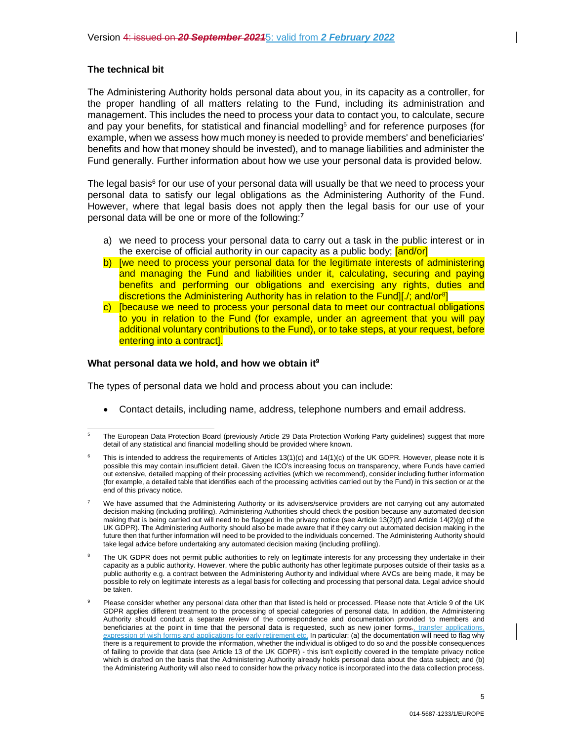Version ~~4: issued on ***20 September 2021***~~5: valid from ***2 February 2022***

**The technical bit**

The Administering Authority holds personal data about you, in its capacity as a controller, for the proper handling of all matters relating to the Fund, including its administration and management. This includes the need to process your data to contact you, to calculate, secure and pay your benefits, for statistical and financial modelling[5] and for reference purposes (for example, when we assess how much money is needed to provide members' and beneficiaries' benefits and how that money should be invested), and to manage liabilities and administer the Fund generally. Further information about how we use your personal data is provided below.

The legal basis[6] for our use of your personal data will usually be that we need to process your personal data to satisfy our legal obligations as the Administering Authority of the Fund. However, where that legal basis does not apply then the legal basis for our use of your personal data will be one or more of the following:[7]

a) we need to process your personal data to carry out a task in the public interest or in the exercise of official authority in our capacity as a public body; [and/or]
b) [we need to process your personal data for the legitimate interests of administering and managing the Fund and liabilities under it, calculating, securing and paying benefits and performing our obligations and exercising any rights, duties and discretions the Administering Authority has in relation to the Fund][./; and/or[8]]
c) [because we need to process your personal data to meet our contractual obligations to you in relation to the Fund (for example, under an agreement that you will pay additional voluntary contributions to the Fund), or to take steps, at your request, before entering into a contract].

**What personal data we hold, and how we obtain it[9]**

The types of personal data we hold and process about you can include:

- Contact details, including name, address, telephone numbers and email address.

---

[5] The European Data Protection Board (previously Article 29 Data Protection Working Party guidelines) suggest that more detail of any statistical and financial modelling should be provided where known.

[6] This is intended to address the requirements of Articles 13(1)(c) and 14(1)(c) of the UK GDPR. However, please note it is possible this may contain insufficient detail. Given the ICO's increasing focus on transparency, where Funds have carried out extensive, detailed mapping of their processing activities (which we recommend), consider including further information (for example, a detailed table that identifies each of the processing activities carried out by the Fund) in this section or at the end of this privacy notice.

[7] We have assumed that the Administering Authority or its advisers/service providers are not carrying out any automated decision making (including profiling). Administering Authorities should check the position because any automated decision making that is being carried out will need to be flagged in the privacy notice (see Article 13(2)(f) and Article 14(2)(g) of the UK GDPR). The Administering Authority should also be made aware that if they carry out automated decision making in the future then that further information will need to be provided to the individuals concerned. The Administering Authority should take legal advice before undertaking any automated decision making (including profiling).

[8] The UK GDPR does not permit public authorities to rely on legitimate interests for any processing they undertake in their capacity as a public authority. However, where the public authority has other legitimate purposes outside of their tasks as a public authority e.g. a contract between the Administering Authority and individual where AVCs are being made, it may be possible to rely on legitimate interests as a legal basis for collecting and processing that personal data. Legal advice should be taken.

[9] Please consider whether any personal data other than that listed is held or processed. Please note that Article 9 of the UK GDPR applies different treatment to the processing of special categories of personal data. In addition, the Administering Authority should conduct a separate review of the correspondence and documentation provided to members and beneficiaries at the point in time that the personal data is requested, such as new joiner forms~~.~~, transfer applications, expression of wish forms and applications for early retirement etc. In particular: (a) the documentation will need to flag why there is a requirement to provide the information, whether the individual is obliged to do so and the possible consequences of failing to provide that data (see Article 13 of the UK GDPR) - this isn't explicitly covered in the template privacy notice which is drafted on the basis that the Administering Authority already holds personal data about the data subject; and (b) the Administering Authority will also need to consider how the privacy notice is incorporated into the data collection process.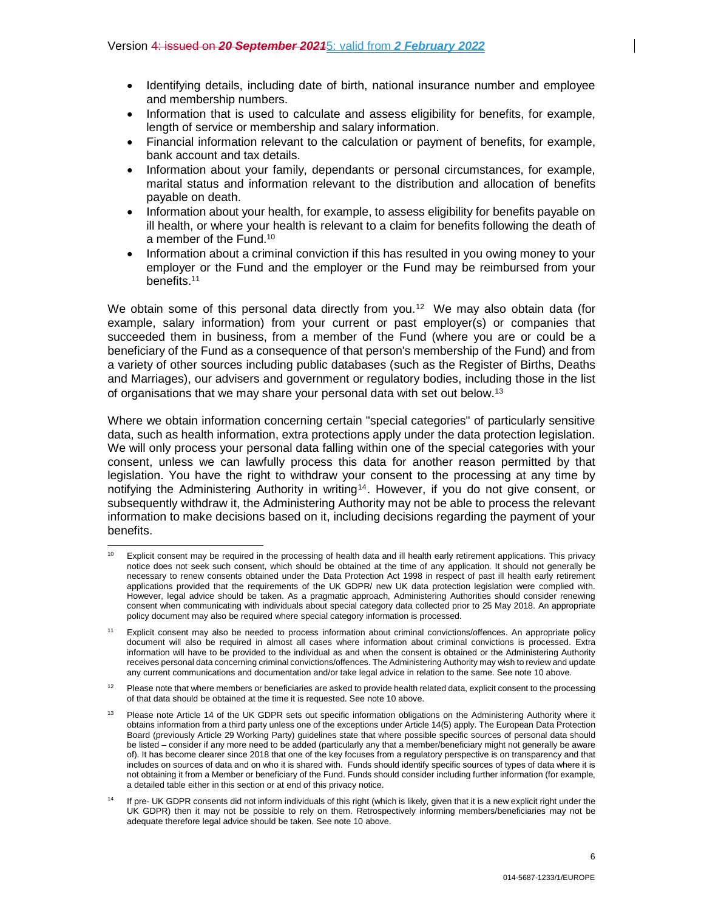- Identifying details, including date of birth, national insurance number and employee and membership numbers.
- Information that is used to calculate and assess eligibility for benefits, for example, length of service or membership and salary information.
- Financial information relevant to the calculation or payment of benefits, for example, bank account and tax details.
- Information about your family, dependants or personal circumstances, for example, marital status and information relevant to the distribution and allocation of benefits payable on death.
- Information about your health, for example, to assess eligibility for benefits payable on ill health, or where your health is relevant to a claim for benefits following the death of a member of the Fund.[10]
- Information about a criminal conviction if this has resulted in you owing money to your employer or the Fund and the employer or the Fund may be reimbursed from your benefits.[11]

We obtain some of this personal data directly from you.[12] We may also obtain data (for example, salary information) from your current or past employer(s) or companies that succeeded them in business, from a member of the Fund (where you are or could be a beneficiary of the Fund as a consequence of that person's membership of the Fund) and from a variety of other sources including public databases (such as the Register of Births, Deaths and Marriages), our advisers and government or regulatory bodies, including those in the list of organisations that we may share your personal data with set out below.[13]

Where we obtain information concerning certain "special categories" of particularly sensitive data, such as health information, extra protections apply under the data protection legislation. We will only process your personal data falling within one of the special categories with your consent, unless we can lawfully process this data for another reason permitted by that legislation. You have the right to withdraw your consent to the processing at any time by notifying the Administering Authority in writing[14]. However, if you do not give consent, or subsequently withdraw it, the Administering Authority may not be able to process the relevant information to make decisions based on it, including decisions regarding the payment of your benefits.

---

[10] Explicit consent may be required in the processing of health data and ill health early retirement applications. This privacy notice does not seek such consent, which should be obtained at the time of any application. It should not generally be necessary to renew consents obtained under the Data Protection Act 1998 in respect of past ill health early retirement applications provided that the requirements of the UK GDPR/ new UK data protection legislation were complied with. However, legal advice should be taken. As a pragmatic approach, Administering Authorities should consider renewing consent when communicating with individuals about special category data collected prior to 25 May 2018. An appropriate policy document may also be required where special category information is processed.

[11] Explicit consent may also be needed to process information about criminal convictions/offences. An appropriate policy document will also be required in almost all cases where information about criminal convictions is processed. Extra information will have to be provided to the individual as and when the consent is obtained or the Administering Authority receives personal data concerning criminal convictions/offences. The Administering Authority may wish to review and update any current communications and documentation and/or take legal advice in relation to the same. See note 10 above.

[12] Please note that where members or beneficiaries are asked to provide health related data, explicit consent to the processing of that data should be obtained at the time it is requested. See note 10 above.

[13] Please note Article 14 of the UK GDPR sets out specific information obligations on the Administering Authority where it obtains information from a third party unless one of the exceptions under Article 14(5) apply. The European Data Protection Board (previously Article 29 Working Party) guidelines state that where possible specific sources of personal data should be listed – consider if any more need to be added (particularly any that a member/beneficiary might not generally be aware of). It has become clearer since 2018 that one of the key focuses from a regulatory perspective is on transparency and that includes on sources of data and on who it is shared with. Funds should identify specific sources of types of data where it is not obtaining it from a Member or beneficiary of the Fund. Funds should consider including further information (for example, a detailed table either in this section or at end of this privacy notice.

[14] If pre- UK GDPR consents did not inform individuals of this right (which is likely, given that it is a new explicit right under the UK GDPR) then it may not be possible to rely on them. Retrospectively informing members/beneficiaries may not be adequate therefore legal advice should be taken. See note 10 above.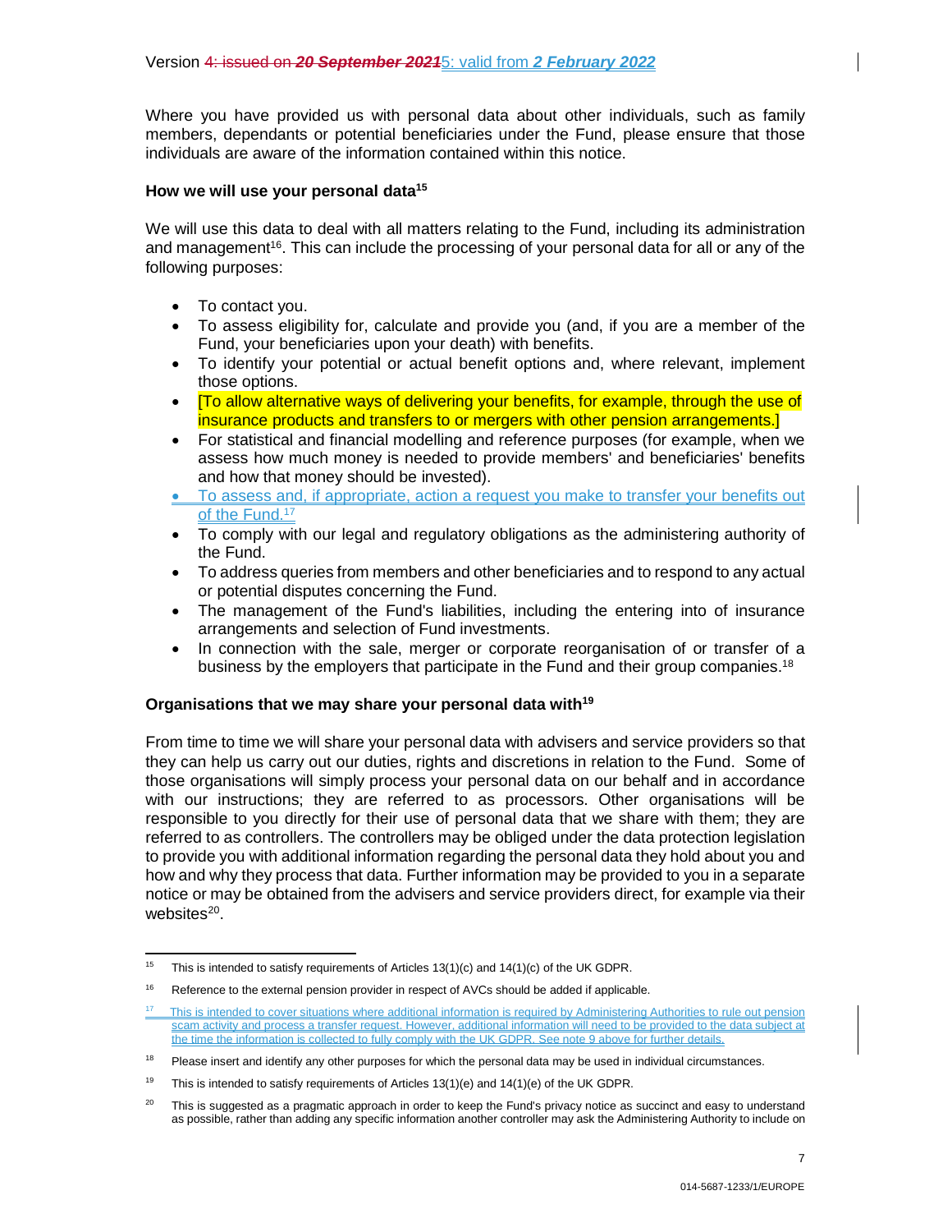Version ~~4: issued on ***20 September 2021***~~5: valid from ***2 February 2022***

Where you have provided us with personal data about other individuals, such as family members, dependants or potential beneficiaries under the Fund, please ensure that those individuals are aware of the information contained within this notice.

**How we will use your personal data[15]**

We will use this data to deal with all matters relating to the Fund, including its administration and management[16]. This can include the processing of your personal data for all or any of the following purposes:

- To contact you.
- To assess eligibility for, calculate and provide you (and, if you are a member of the Fund, your beneficiaries upon your death) with benefits.
- To identify your potential or actual benefit options and, where relevant, implement those options.
- [To allow alternative ways of delivering your benefits, for example, through the use of insurance products and transfers to or mergers with other pension arrangements.]
- For statistical and financial modelling and reference purposes (for example, when we assess how much money is needed to provide members' and beneficiaries' benefits and how that money should be invested).
- To assess and, if appropriate, action a request you make to transfer your benefits out of the Fund.[17]
- To comply with our legal and regulatory obligations as the administering authority of the Fund.
- To address queries from members and other beneficiaries and to respond to any actual or potential disputes concerning the Fund.
- The management of the Fund's liabilities, including the entering into of insurance arrangements and selection of Fund investments.
- In connection with the sale, merger or corporate reorganisation of or transfer of a business by the employers that participate in the Fund and their group companies.[18]

**Organisations that we may share your personal data with[19]**

From time to time we will share your personal data with advisers and service providers so that they can help us carry out our duties, rights and discretions in relation to the Fund. Some of those organisations will simply process your personal data on our behalf and in accordance with our instructions; they are referred to as processors. Other organisations will be responsible to you directly for their use of personal data that we share with them; they are referred to as controllers. The controllers may be obliged under the data protection legislation to provide you with additional information regarding the personal data they hold about you and how and why they process that data. Further information may be provided to you in a separate notice or may be obtained from the advisers and service providers direct, for example via their websites[20].

---

[15] This is intended to satisfy requirements of Articles 13(1)(c) and 14(1)(c) of the UK GDPR.

[16] Reference to the external pension provider in respect of AVCs should be added if applicable.

[17] This is intended to cover situations where additional information is required by Administering Authorities to rule out pension scam activity and process a transfer request. However, additional information will need to be provided to the data subject at the time the information is collected to fully comply with the UK GDPR. See note 9 above for further details.

[18] Please insert and identify any other purposes for which the personal data may be used in individual circumstances.

[19] This is intended to satisfy requirements of Articles 13(1)(e) and 14(1)(e) of the UK GDPR.

[20] This is suggested as a pragmatic approach in order to keep the Fund's privacy notice as succinct and easy to understand as possible, rather than adding any specific information another controller may ask the Administering Authority to include on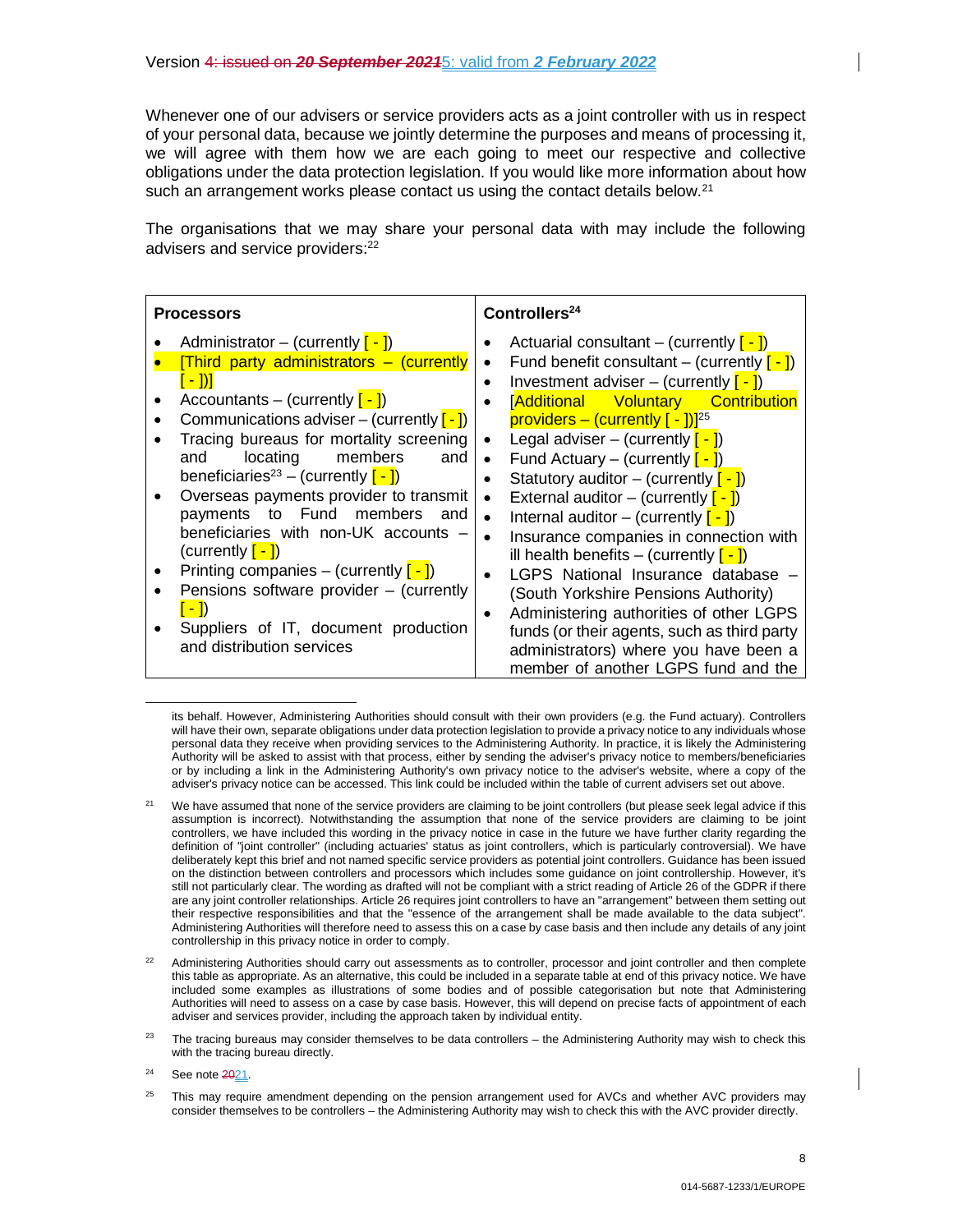Version 4: issued on ***20 September 2021***5: valid from ***2 February 2022***

Whenever one of our advisers or service providers acts as a joint controller with us in respect of your personal data, because we jointly determine the purposes and means of processing it, we will agree with them how we are each going to meet our respective and collective obligations under the data protection legislation. If you would like more information about how such an arrangement works please contact us using the contact details below.[21]

The organisations that we may share your personal data with may include the following advisers and service providers:[22]

| **Processors** | **Controllers**[24] |
|---|---|
| • Administrator – (currently [ - ])<br>• [Third party administrators – (currently [ - ])]<br>• Accountants – (currently [ - ])<br>• Communications adviser – (currently [ - ])<br>• Tracing bureaus for mortality screening and locating members and beneficiaries[23] – (currently [ - ])<br>• Overseas payments provider to transmit payments to Fund members and beneficiaries with non-UK accounts – (currently [ - ])<br>• Printing companies – (currently [ - ])<br>• Pensions software provider – (currently [ - ])<br>• Suppliers of IT, document production and distribution services | • Actuarial consultant – (currently [ - ])<br>• Fund benefit consultant – (currently [ - ])<br>• Investment adviser – (currently [ - ])<br>• [Additional Voluntary Contribution providers – (currently [ - ])][25]<br>• Legal adviser – (currently [ - ])<br>• Fund Actuary – (currently [ - ])<br>• Statutory auditor – (currently [ - ])<br>• External auditor – (currently [ - ])<br>• Internal auditor – (currently [ - ])<br>• Insurance companies in connection with ill health benefits – (currently [ - ])<br>• LGPS National Insurance database – (South Yorkshire Pensions Authority)<br>• Administering authorities of other LGPS funds (or their agents, such as third party administrators) where you have been a member of another LGPS fund and the |

---

its behalf. However, Administering Authorities should consult with their own providers (e.g. the Fund actuary). Controllers will have their own, separate obligations under data protection legislation to provide a privacy notice to any individuals whose personal data they receive when providing services to the Administering Authority. In practice, it is likely the Administering Authority will be asked to assist with that process, either by sending the adviser's privacy notice to members/beneficiaries or by including a link in the Administering Authority's own privacy notice to the adviser's website, where a copy of the adviser's privacy notice can be accessed. This link could be included within the table of current advisers set out above.

[21] We have assumed that none of the service providers are claiming to be joint controllers (but please seek legal advice if this assumption is incorrect). Notwithstanding the assumption that none of the service providers are claiming to be joint controllers, we have included this wording in the privacy notice in case in the future we have further clarity regarding the definition of "joint controller" (including actuaries' status as joint controllers, which is particularly controversial). We have deliberately kept this brief and not named specific service providers as potential joint controllers. Guidance has been issued on the distinction between controllers and processors which includes some guidance on joint controllership. However, it's still not particularly clear. The wording as drafted will not be compliant with a strict reading of Article 26 of the GDPR if there are any joint controller relationships. Article 26 requires joint controllers to have an "arrangement" between them setting out their respective responsibilities and that the "essence of the arrangement shall be made available to the data subject". Administering Authorities will therefore need to assess this on a case by case basis and then include any details of any joint controllership in this privacy notice in order to comply.

[22] Administering Authorities should carry out assessments as to controller, processor and joint controller and then complete this table as appropriate. As an alternative, this could be included in a separate table at end of this privacy notice. We have included some examples as illustrations of some bodies and of possible categorisation but note that Administering Authorities will need to assess on a case by case basis. However, this will depend on precise facts of appointment of each adviser and services provider, including the approach taken by individual entity.

[23] The tracing bureaus may consider themselves to be data controllers – the Administering Authority may wish to check this with the tracing bureau directly.

[24] See note 2021.

[25] This may require amendment depending on the pension arrangement used for AVCs and whether AVC providers may consider themselves to be controllers – the Administering Authority may wish to check this with the AVC provider directly.

014-5687-1233/1/EUROPE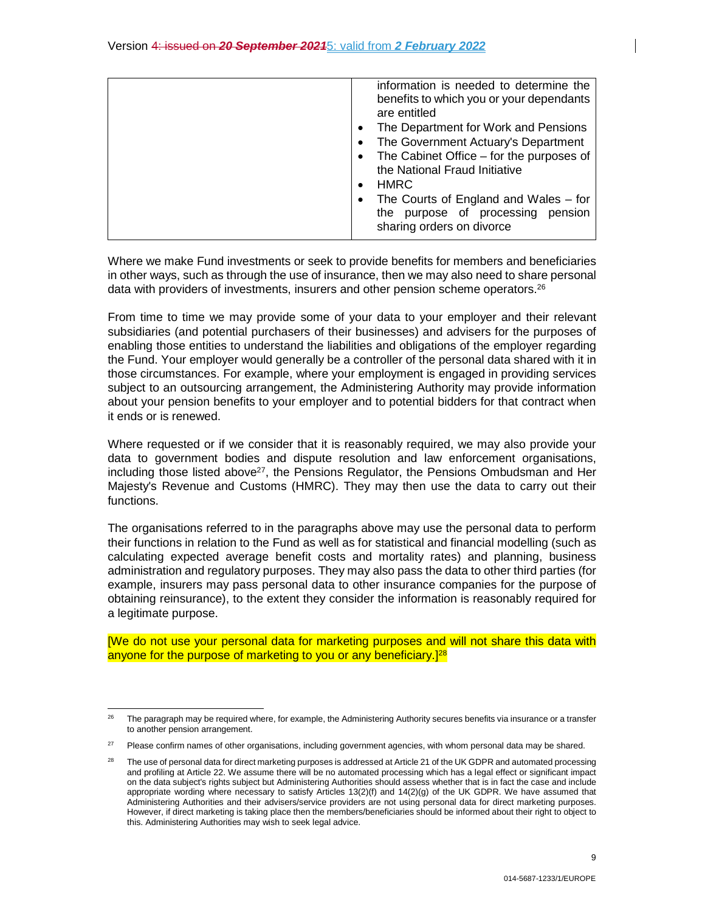| | information is needed to determine the benefits to which you or your dependants are entitled<br>• The Department for Work and Pensions<br>• The Government Actuary's Department<br>• The Cabinet Office – for the purposes of the National Fraud Initiative<br>• HMRC<br>• The Courts of England and Wales – for the purpose of processing pension sharing orders on divorce |
|---|---|

Where we make Fund investments or seek to provide benefits for members and beneficiaries in other ways, such as through the use of insurance, then we may also need to share personal data with providers of investments, insurers and other pension scheme operators.[26]

From time to time we may provide some of your data to your employer and their relevant subsidiaries (and potential purchasers of their businesses) and advisers for the purposes of enabling those entities to understand the liabilities and obligations of the employer regarding the Fund. Your employer would generally be a controller of the personal data shared with it in those circumstances. For example, where your employment is engaged in providing services subject to an outsourcing arrangement, the Administering Authority may provide information about your pension benefits to your employer and to potential bidders for that contract when it ends or is renewed.

Where requested or if we consider that it is reasonably required, we may also provide your data to government bodies and dispute resolution and law enforcement organisations, including those listed above[27], the Pensions Regulator, the Pensions Ombudsman and Her Majesty's Revenue and Customs (HMRC). They may then use the data to carry out their functions.

The organisations referred to in the paragraphs above may use the personal data to perform their functions in relation to the Fund as well as for statistical and financial modelling (such as calculating expected average benefit costs and mortality rates) and planning, business administration and regulatory purposes. They may also pass the data to other third parties (for example, insurers may pass personal data to other insurance companies for the purpose of obtaining reinsurance), to the extent they consider the information is reasonably required for a legitimate purpose.

[We do not use your personal data for marketing purposes and will not share this data with anyone for the purpose of marketing to you or any beneficiary.][28]

---

[26] The paragraph may be required where, for example, the Administering Authority secures benefits via insurance or a transfer to another pension arrangement.

[27] Please confirm names of other organisations, including government agencies, with whom personal data may be shared.

[28] The use of personal data for direct marketing purposes is addressed at Article 21 of the UK GDPR and automated processing and profiling at Article 22. We assume there will be no automated processing which has a legal effect or significant impact on the data subject's rights subject but Administering Authorities should assess whether that is in fact the case and include appropriate wording where necessary to satisfy Articles 13(2)(f) and 14(2)(g) of the UK GDPR. We have assumed that Administering Authorities and their advisers/service providers are not using personal data for direct marketing purposes. However, if direct marketing is taking place then the members/beneficiaries should be informed about their right to object to this. Administering Authorities may wish to seek legal advice.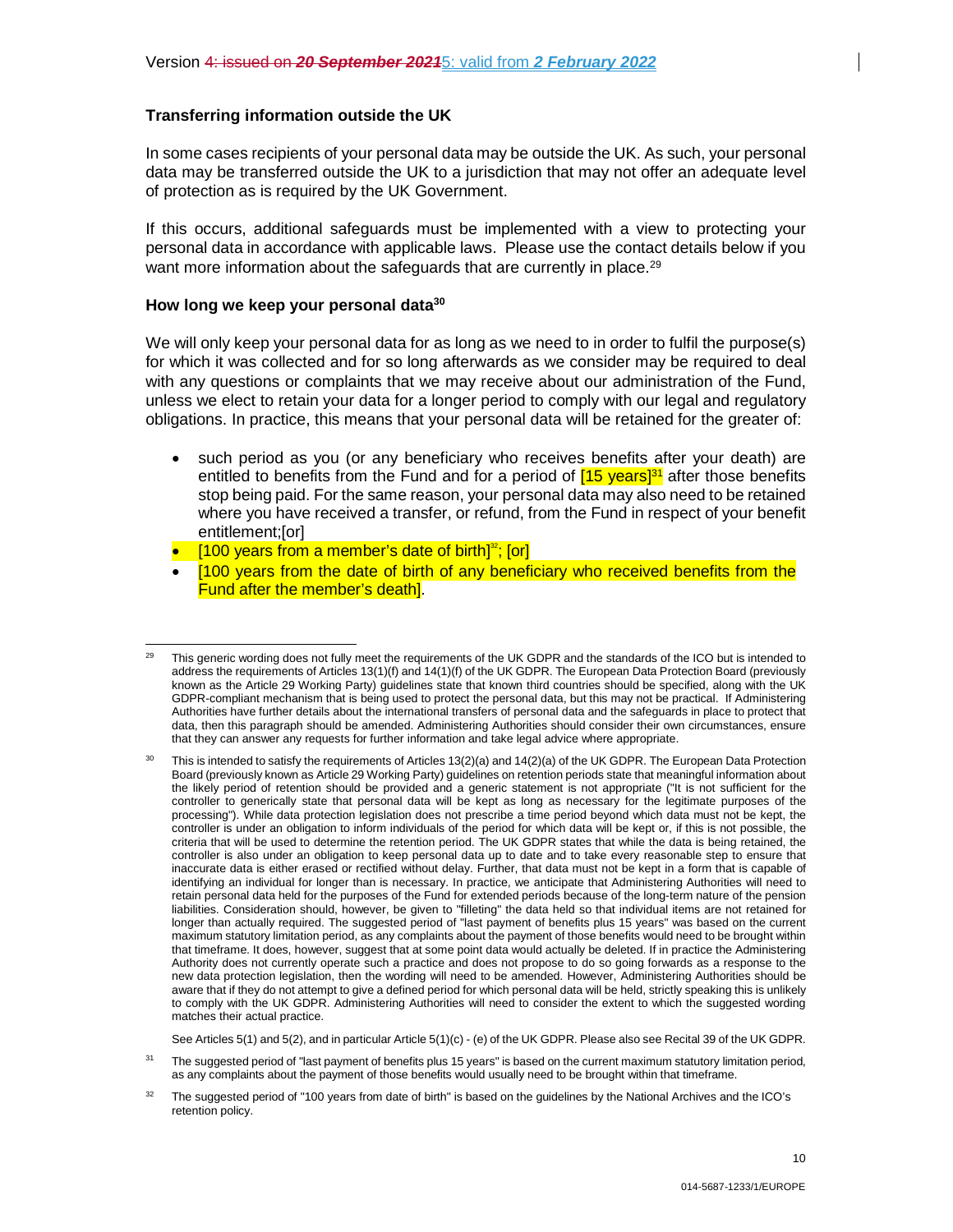Version 4: issued on *20 September 2021*5: valid from *2 February 2022*

**Transferring information outside the UK**

In some cases recipients of your personal data may be outside the UK. As such, your personal data may be transferred outside the UK to a jurisdiction that may not offer an adequate level of protection as is required by the UK Government.

If this occurs, additional safeguards must be implemented with a view to protecting your personal data in accordance with applicable laws. Please use the contact details below if you want more information about the safeguards that are currently in place.[29]

**How long we keep your personal data[30]**

We will only keep your personal data for as long as we need to in order to fulfil the purpose(s) for which it was collected and for so long afterwards as we consider may be required to deal with any questions or complaints that we may receive about our administration of the Fund, unless we elect to retain your data for a longer period to comply with our legal and regulatory obligations. In practice, this means that your personal data will be retained for the greater of:

- such period as you (or any beneficiary who receives benefits after your death) are entitled to benefits from the Fund and for a period of [15 years][31] after those benefits stop being paid. For the same reason, your personal data may also need to be retained where you have received a transfer, or refund, from the Fund in respect of your benefit entitlement;[or]
- [100 years from a member's date of birth][32]; [or]
- [100 years from the date of birth of any beneficiary who received benefits from the Fund after the member's death].

---

[29] This generic wording does not fully meet the requirements of the UK GDPR and the standards of the ICO but is intended to address the requirements of Articles 13(1)(f) and 14(1)(f) of the UK GDPR. The European Data Protection Board (previously known as the Article 29 Working Party) guidelines state that known third countries should be specified, along with the UK GDPR-compliant mechanism that is being used to protect the personal data, but this may not be practical. If Administering Authorities have further details about the international transfers of personal data and the safeguards in place to protect that data, then this paragraph should be amended. Administering Authorities should consider their own circumstances, ensure that they can answer any requests for further information and take legal advice where appropriate.

[30] This is intended to satisfy the requirements of Articles 13(2)(a) and 14(2)(a) of the UK GDPR. The European Data Protection Board (previously known as Article 29 Working Party) guidelines on retention periods state that meaningful information about the likely period of retention should be provided and a generic statement is not appropriate ("It is not sufficient for the controller to generically state that personal data will be kept as long as necessary for the legitimate purposes of the processing"). While data protection legislation does not prescribe a time period beyond which data must not be kept, the controller is under an obligation to inform individuals of the period for which data will be kept or, if this is not possible, the criteria that will be used to determine the retention period. The UK GDPR states that while the data is being retained, the controller is also under an obligation to keep personal data up to date and to take every reasonable step to ensure that inaccurate data is either erased or rectified without delay. Further, that data must not be kept in a form that is capable of identifying an individual for longer than is necessary. In practice, we anticipate that Administering Authorities will need to retain personal data held for the purposes of the Fund for extended periods because of the long-term nature of the pension liabilities. Consideration should, however, be given to "filleting" the data held so that individual items are not retained for longer than actually required. The suggested period of "last payment of benefits plus 15 years" was based on the current maximum statutory limitation period, as any complaints about the payment of those benefits would need to be brought within that timeframe. It does, however, suggest that at some point data would actually be deleted. If in practice the Administering Authority does not currently operate such a practice and does not propose to do so going forwards as a response to the new data protection legislation, then the wording will need to be amended. However, Administering Authorities should be aware that if they do not attempt to give a defined period for which personal data will be held, strictly speaking this is unlikely to comply with the UK GDPR. Administering Authorities will need to consider the extent to which the suggested wording matches their actual practice.

See Articles 5(1) and 5(2), and in particular Article 5(1)(c) - (e) of the UK GDPR. Please also see Recital 39 of the UK GDPR.

[31] The suggested period of "last payment of benefits plus 15 years" is based on the current maximum statutory limitation period, as any complaints about the payment of those benefits would usually need to be brought within that timeframe.

[32] The suggested period of "100 years from date of birth" is based on the guidelines by the National Archives and the ICO's retention policy.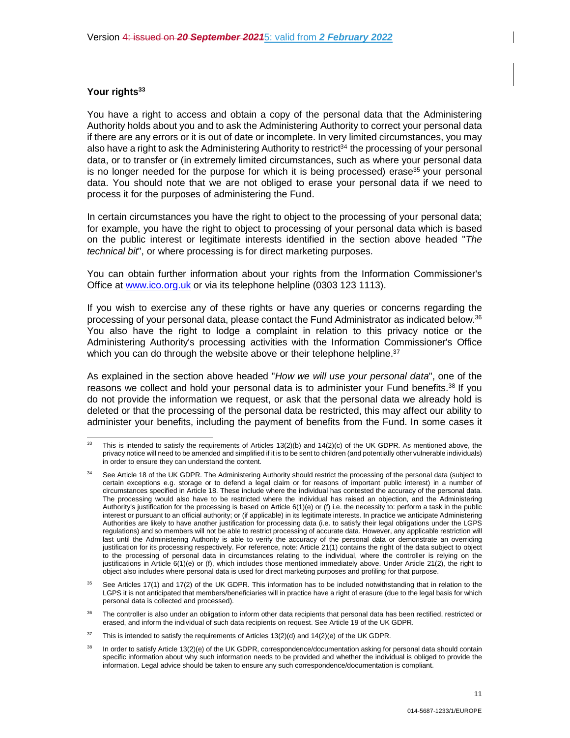## Your rights[33]

You have a right to access and obtain a copy of the personal data that the Administering Authority holds about you and to ask the Administering Authority to correct your personal data if there are any errors or it is out of date or incomplete. In very limited circumstances, you may also have a right to ask the Administering Authority to restrict[34] the processing of your personal data, or to transfer or (in extremely limited circumstances, such as where your personal data is no longer needed for the purpose for which it is being processed) erase[35] your personal data. You should note that we are not obliged to erase your personal data if we need to process it for the purposes of administering the Fund.

In certain circumstances you have the right to object to the processing of your personal data; for example, you have the right to object to processing of your personal data which is based on the public interest or legitimate interests identified in the section above headed "*The technical bit*", or where processing is for direct marketing purposes.

You can obtain further information about your rights from the Information Commissioner's Office at [www.ico.org.uk](http://www.ico.org.uk) or via its telephone helpline (0303 123 1113).

If you wish to exercise any of these rights or have any queries or concerns regarding the processing of your personal data, please contact the Fund Administrator as indicated below.[36] You also have the right to lodge a complaint in relation to this privacy notice or the Administering Authority's processing activities with the Information Commissioner's Office which you can do through the website above or their telephone helpline.[37]

As explained in the section above headed "*How we will use your personal data*", one of the reasons we collect and hold your personal data is to administer your Fund benefits.[38] If you do not provide the information we request, or ask that the personal data we already hold is deleted or that the processing of the personal data be restricted, this may affect our ability to administer your benefits, including the payment of benefits from the Fund. In some cases it

---

[33] This is intended to satisfy the requirements of Articles 13(2)(b) and 14(2)(c) of the UK GDPR. As mentioned above, the privacy notice will need to be amended and simplified if it is to be sent to children (and potentially other vulnerable individuals) in order to ensure they can understand the content.

[34] See Article 18 of the UK GDPR. The Administering Authority should restrict the processing of the personal data (subject to certain exceptions e.g. storage or to defend a legal claim or for reasons of important public interest) in a number of circumstances specified in Article 18. These include where the individual has contested the accuracy of the personal data. The processing would also have to be restricted where the individual has raised an objection, and the Administering Authority's justification for the processing is based on Article 6(1)(e) or (f) i.e. the necessity to: perform a task in the public interest or pursuant to an official authority; or (if applicable) in its legitimate interests. In practice we anticipate Administering Authorities are likely to have another justification for processing data (i.e. to satisfy their legal obligations under the LGPS regulations) and so members will not be able to restrict processing of accurate data. However, any applicable restriction will last until the Administering Authority is able to verify the accuracy of the personal data or demonstrate an overriding justification for its processing respectively. For reference, note: Article 21(1) contains the right of the data subject to object to the processing of personal data in circumstances relating to the individual, where the controller is relying on the justifications in Article 6(1)(e) or (f), which includes those mentioned immediately above. Under Article 21(2), the right to object also includes where personal data is used for direct marketing purposes and profiling for that purpose.

[35] See Articles 17(1) and 17(2) of the UK GDPR. This information has to be included notwithstanding that in relation to the LGPS it is not anticipated that members/beneficiaries will in practice have a right of erasure (due to the legal basis for which personal data is collected and processed).

[36] The controller is also under an obligation to inform other data recipients that personal data has been rectified, restricted or erased, and inform the individual of such data recipients on request. See Article 19 of the UK GDPR.

[37] This is intended to satisfy the requirements of Articles 13(2)(d) and 14(2)(e) of the UK GDPR.

[38] In order to satisfy Article 13(2)(e) of the UK GDPR, correspondence/documentation asking for personal data should contain specific information about why such information needs to be provided and whether the individual is obliged to provide the information. Legal advice should be taken to ensure any such correspondence/documentation is compliant.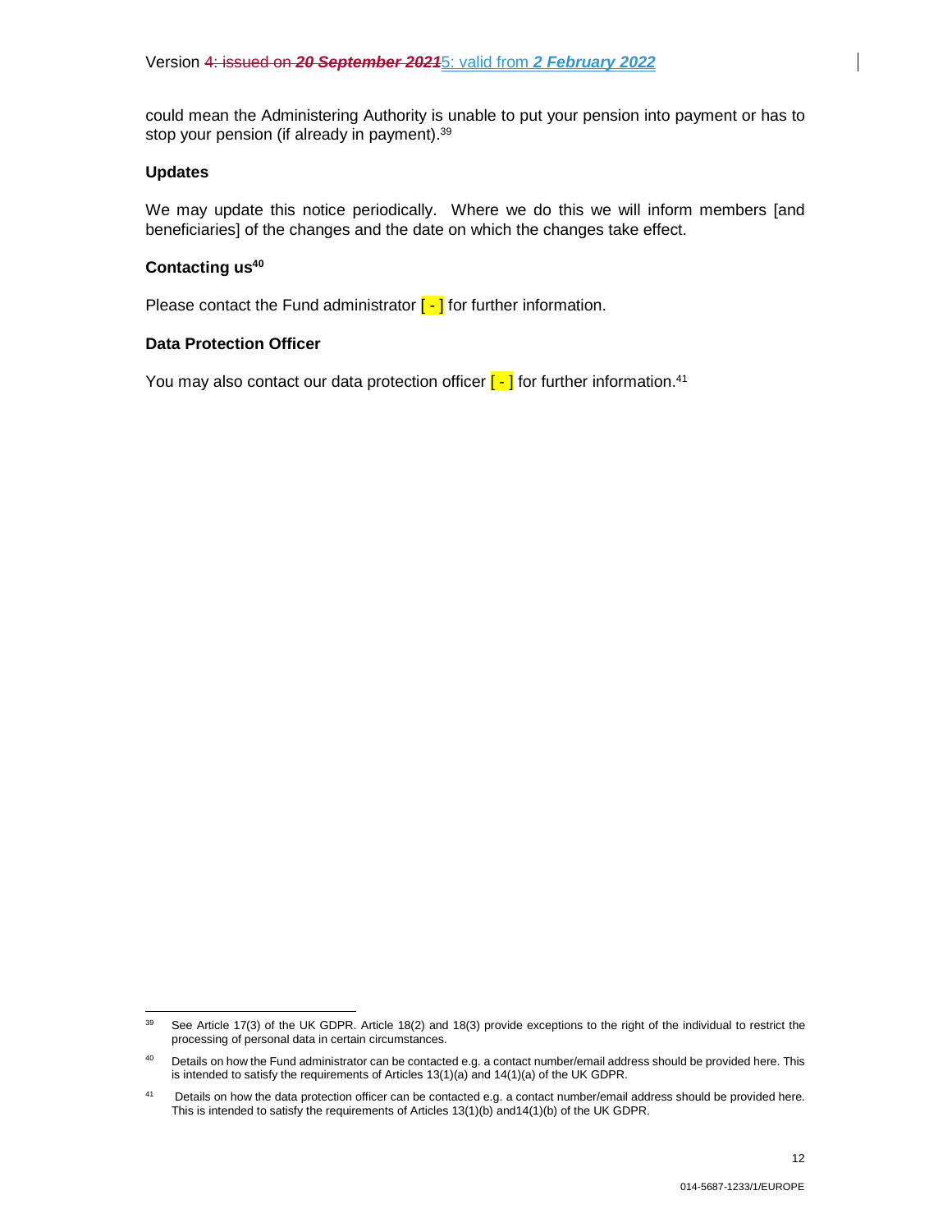could mean the Administering Authority is unable to put your pension into payment or has to stop your pension (if already in payment).[39]

### Updates

We may update this notice periodically. Where we do this we will inform members [and beneficiaries] of the changes and the date on which the changes take effect.

### Contacting us[40]

Please contact the Fund administrator [ - ] for further information.

### Data Protection Officer

You may also contact our data protection officer [ - ] for further information.[41]

---

[39] See Article 17(3) of the UK GDPR. Article 18(2) and 18(3) provide exceptions to the right of the individual to restrict the processing of personal data in certain circumstances.

[40] Details on how the Fund administrator can be contacted e.g. a contact number/email address should be provided here. This is intended to satisfy the requirements of Articles 13(1)(a) and 14(1)(a) of the UK GDPR.

[41] Details on how the data protection officer can be contacted e.g. a contact number/email address should be provided here. This is intended to satisfy the requirements of Articles 13(1)(b) and14(1)(b) of the UK GDPR.